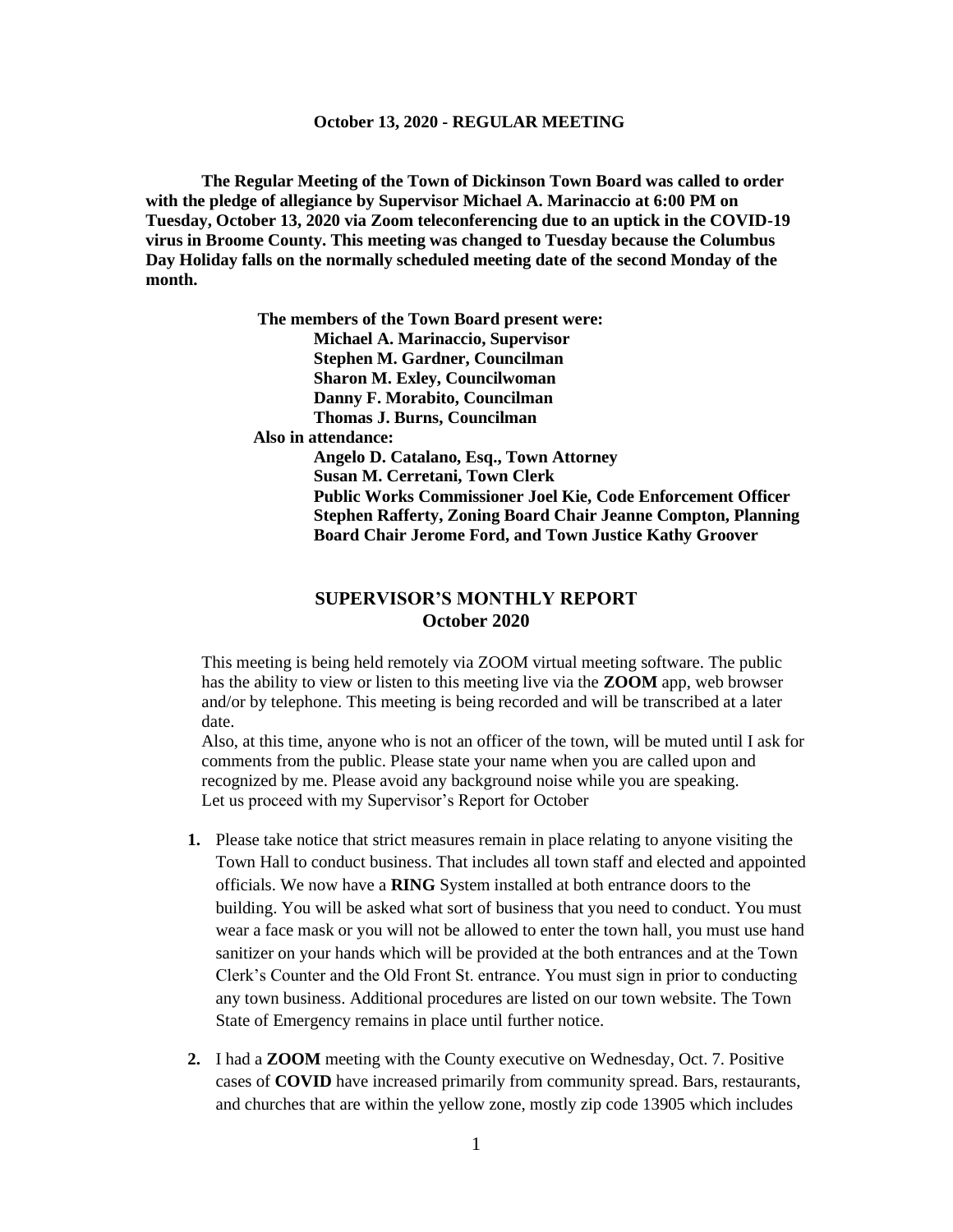**October 13, 2020 - REGULAR MEETING**

**The Regular Meeting of the Town of Dickinson Town Board was called to order with the pledge of allegiance by Supervisor Michael A. Marinaccio at 6:00 PM on Tuesday, October 13, 2020 via Zoom teleconferencing due to an uptick in the COVID-19 virus in Broome County. This meeting was changed to Tuesday because the Columbus Day Holiday falls on the normally scheduled meeting date of the second Monday of the month.**

**The members of the Town Board present were:**
**Michael A. Marinaccio, Supervisor**
**Stephen M. Gardner, Councilman**
**Sharon M. Exley, Councilwoman**
**Danny F. Morabito, Councilman**
**Thomas J. Burns, Councilman**

**Also in attendance:**
**Angelo D. Catalano, Esq., Town Attorney**
**Susan M. Cerretani, Town Clerk**
**Public Works Commissioner Joel Kie, Code Enforcement Officer Stephen Rafferty, Zoning Board Chair Jeanne Compton, Planning Board Chair Jerome Ford, and Town Justice Kathy Groover**

## SUPERVISOR'S MONTHLY REPORT October 2020

This meeting is being held remotely via ZOOM virtual meeting software. The public has the ability to view or listen to this meeting live via the **ZOOM** app, web browser and/or by telephone. This meeting is being recorded and will be transcribed at a later date.

Also, at this time, anyone who is not an officer of the town, will be muted until I ask for comments from the public. Please state your name when you are called upon and recognized by me. Please avoid any background noise while you are speaking.

Let us proceed with my Supervisor's Report for October

1. Please take notice that strict measures remain in place relating to anyone visiting the Town Hall to conduct business. That includes all town staff and elected and appointed officials. We now have a **RING** System installed at both entrance doors to the building. You will be asked what sort of business that you need to conduct. You must wear a face mask or you will not be allowed to enter the town hall, you must use hand sanitizer on your hands which will be provided at the both entrances and at the Town Clerk's Counter and the Old Front St. entrance. You must sign in prior to conducting any town business. Additional procedures are listed on our town website. The Town State of Emergency remains in place until further notice.

2. I had a **ZOOM** meeting with the County executive on Wednesday, Oct. 7. Positive cases of **COVID** have increased primarily from community spread. Bars, restaurants, and churches that are within the yellow zone, mostly zip code 13905 which includes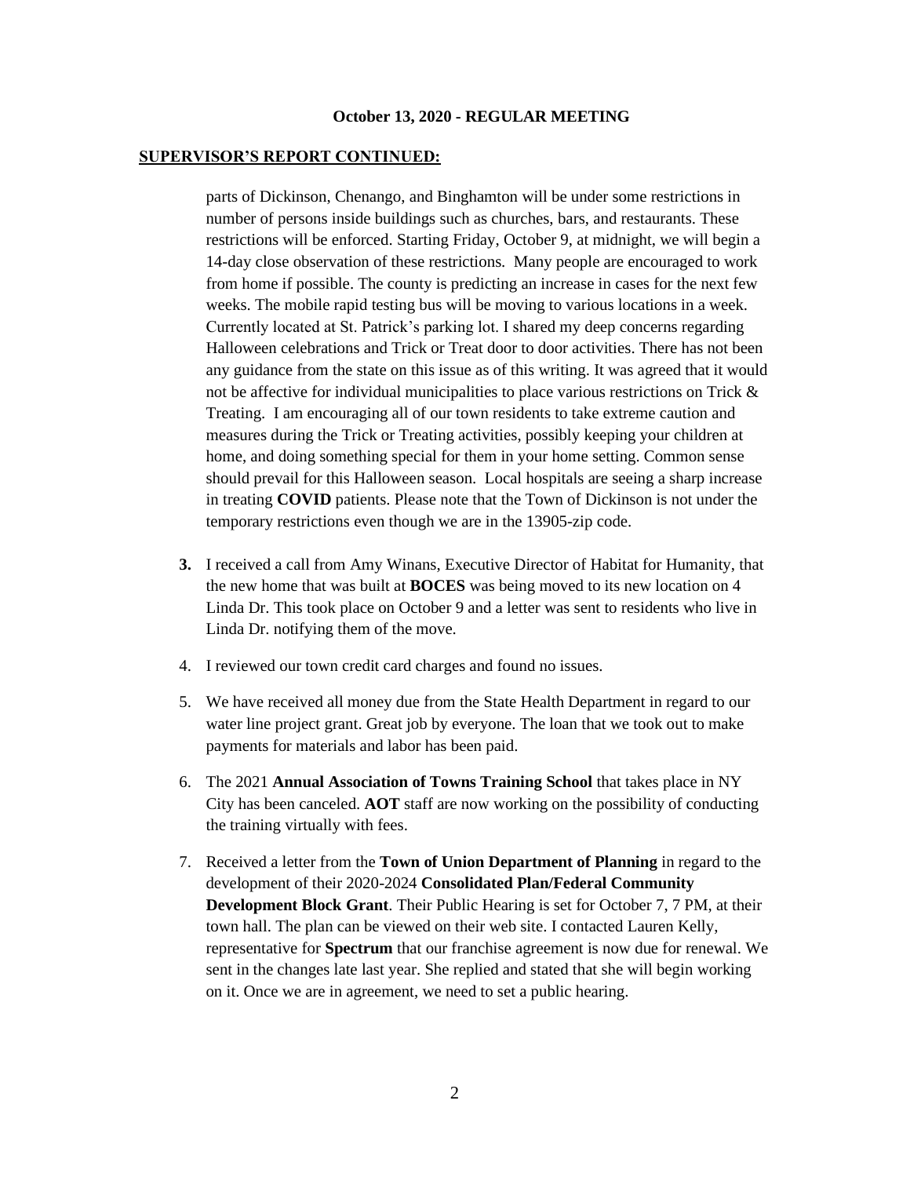**October 13, 2020 - REGULAR MEETING**

**SUPERVISOR'S REPORT CONTINUED:**

parts of Dickinson, Chenango, and Binghamton will be under some restrictions in number of persons inside buildings such as churches, bars, and restaurants. These restrictions will be enforced. Starting Friday, October 9, at midnight, we will begin a 14-day close observation of these restrictions. Many people are encouraged to work from home if possible. The county is predicting an increase in cases for the next few weeks. The mobile rapid testing bus will be moving to various locations in a week. Currently located at St. Patrick's parking lot. I shared my deep concerns regarding Halloween celebrations and Trick or Treat door to door activities. There has not been any guidance from the state on this issue as of this writing. It was agreed that it would not be affective for individual municipalities to place various restrictions on Trick & Treating. I am encouraging all of our town residents to take extreme caution and measures during the Trick or Treating activities, possibly keeping your children at home, and doing something special for them in your home setting. Common sense should prevail for this Halloween season. Local hospitals are seeing a sharp increase in treating **COVID** patients. Please note that the Town of Dickinson is not under the temporary restrictions even though we are in the 13905-zip code.

**3.** I received a call from Amy Winans, Executive Director of Habitat for Humanity, that the new home that was built at **BOCES** was being moved to its new location on 4 Linda Dr. This took place on October 9 and a letter was sent to residents who live in Linda Dr. notifying them of the move.

4. I reviewed our town credit card charges and found no issues.

5. We have received all money due from the State Health Department in regard to our water line project grant. Great job by everyone. The loan that we took out to make payments for materials and labor has been paid.

6. The 2021 **Annual Association of Towns Training School** that takes place in NY City has been canceled. **AOT** staff are now working on the possibility of conducting the training virtually with fees.

7. Received a letter from the **Town of Union Department of Planning** in regard to the development of their 2020-2024 **Consolidated Plan/Federal Community Development Block Grant**. Their Public Hearing is set for October 7, 7 PM, at their town hall. The plan can be viewed on their web site. I contacted Lauren Kelly, representative for **Spectrum** that our franchise agreement is now due for renewal. We sent in the changes late last year. She replied and stated that she will begin working on it. Once we are in agreement, we need to set a public hearing.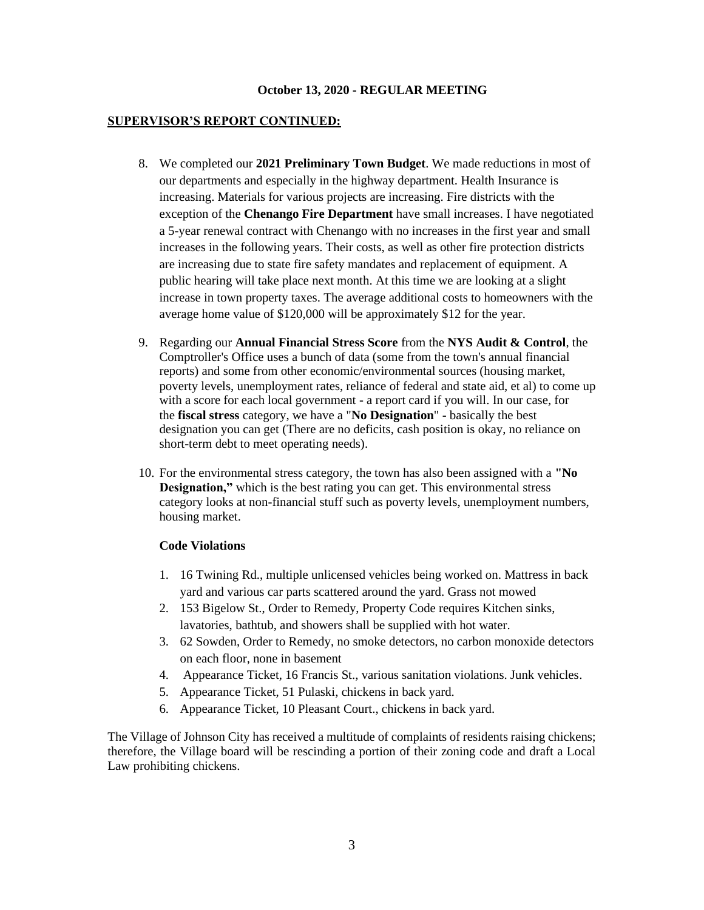**October 13, 2020 - REGULAR MEETING**

## SUPERVISOR'S REPORT CONTINUED:

8. We completed our **2021 Preliminary Town Budget**. We made reductions in most of our departments and especially in the highway department. Health Insurance is increasing. Materials for various projects are increasing. Fire districts with the exception of the **Chenango Fire Department** have small increases. I have negotiated a 5-year renewal contract with Chenango with no increases in the first year and small increases in the following years. Their costs, as well as other fire protection districts are increasing due to state fire safety mandates and replacement of equipment. A public hearing will take place next month. At this time we are looking at a slight increase in town property taxes. The average additional costs to homeowners with the average home value of $120,000 will be approximately $12 for the year.
9. Regarding our **Annual Financial Stress Score** from the **NYS Audit & Control**, the Comptroller's Office uses a bunch of data (some from the town's annual financial reports) and some from other economic/environmental sources (housing market, poverty levels, unemployment rates, reliance of federal and state aid, et al) to come up with a score for each local government - a report card if you will. In our case, for the **fiscal stress** category, we have a "**No Designation**" - basically the best designation you can get (There are no deficits, cash position is okay, no reliance on short-term debt to meet operating needs).
10. For the environmental stress category, the town has also been assigned with a **"No Designation,"** which is the best rating you can get. This environmental stress category looks at non-financial stuff such as poverty levels, unemployment numbers, housing market.

**Code Violations**

1. 16 Twining Rd., multiple unlicensed vehicles being worked on. Mattress in back yard and various car parts scattered around the yard. Grass not mowed
2. 153 Bigelow St., Order to Remedy, Property Code requires Kitchen sinks, lavatories, bathtub, and showers shall be supplied with hot water.
3. 62 Sowden, Order to Remedy, no smoke detectors, no carbon monoxide detectors on each floor, none in basement
4. Appearance Ticket, 16 Francis St., various sanitation violations. Junk vehicles.
5. Appearance Ticket, 51 Pulaski, chickens in back yard.
6. Appearance Ticket, 10 Pleasant Court., chickens in back yard.

The Village of Johnson City has received a multitude of complaints of residents raising chickens; therefore, the Village board will be rescinding a portion of their zoning code and draft a Local Law prohibiting chickens.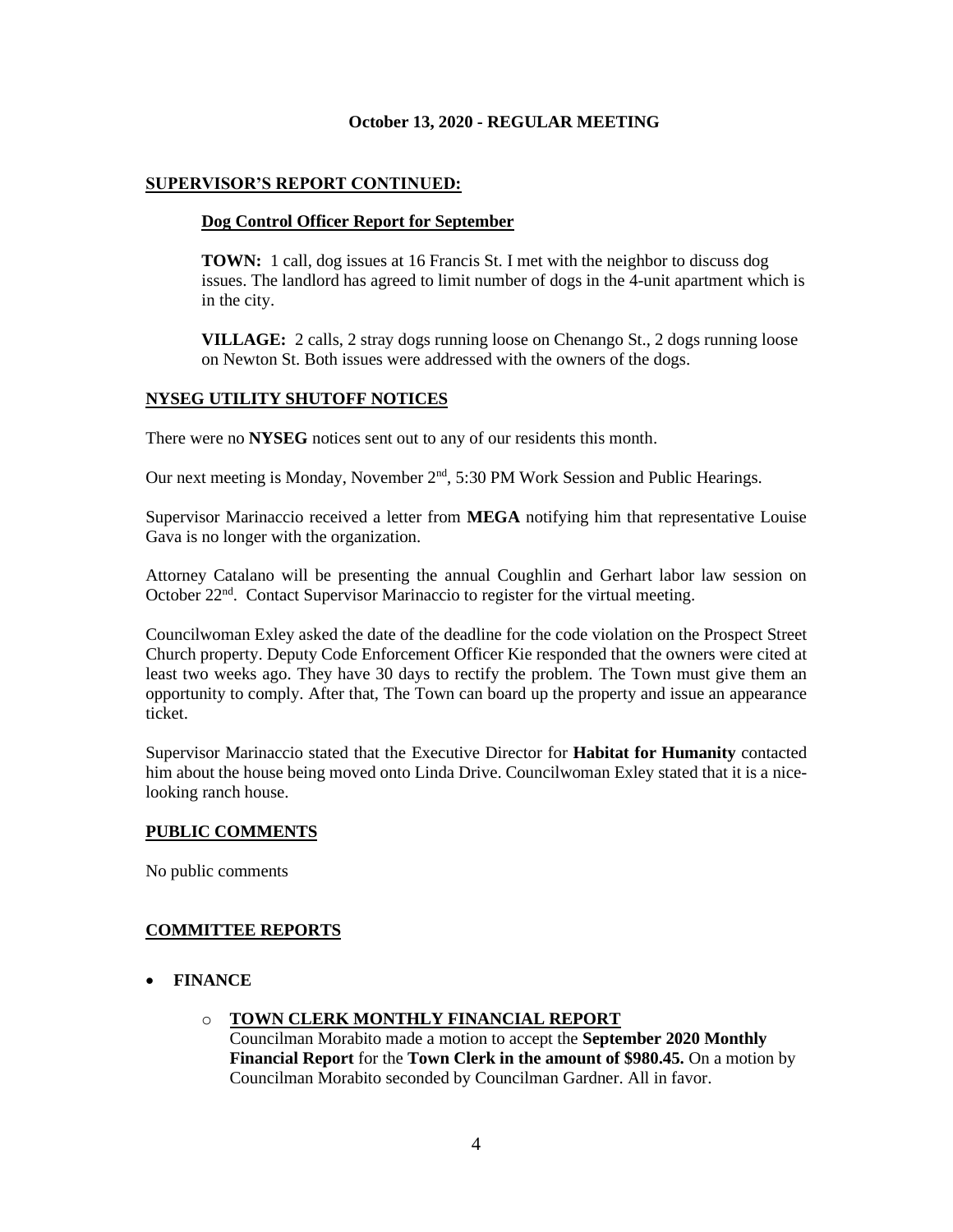**October 13, 2020 - REGULAR MEETING**

## SUPERVISOR'S REPORT CONTINUED:

### Dog Control Officer Report for September

**TOWN:** 1 call, dog issues at 16 Francis St. I met with the neighbor to discuss dog issues. The landlord has agreed to limit number of dogs in the 4-unit apartment which is in the city.

**VILLAGE:** 2 calls, 2 stray dogs running loose on Chenango St., 2 dogs running loose on Newton St. Both issues were addressed with the owners of the dogs.

## NYSEG UTILITY SHUTOFF NOTICES

There were no **NYSEG** notices sent out to any of our residents this month.

Our next meeting is Monday, November 2nd, 5:30 PM Work Session and Public Hearings.

Supervisor Marinaccio received a letter from **MEGA** notifying him that representative Louise Gava is no longer with the organization.

Attorney Catalano will be presenting the annual Coughlin and Gerhart labor law session on October 22nd. Contact Supervisor Marinaccio to register for the virtual meeting.

Councilwoman Exley asked the date of the deadline for the code violation on the Prospect Street Church property. Deputy Code Enforcement Officer Kie responded that the owners were cited at least two weeks ago. They have 30 days to rectify the problem. The Town must give them an opportunity to comply. After that, The Town can board up the property and issue an appearance ticket.

Supervisor Marinaccio stated that the Executive Director for **Habitat for Humanity** contacted him about the house being moved onto Linda Drive. Councilwoman Exley stated that it is a nice-looking ranch house.

## PUBLIC COMMENTS

No public comments

## COMMITTEE REPORTS

- **FINANCE**
  - **TOWN CLERK MONTHLY FINANCIAL REPORT**
    Councilman Morabito made a motion to accept the **September 2020 Monthly Financial Report** for the **Town Clerk in the amount of $980.45.** On a motion by Councilman Morabito seconded by Councilman Gardner. All in favor.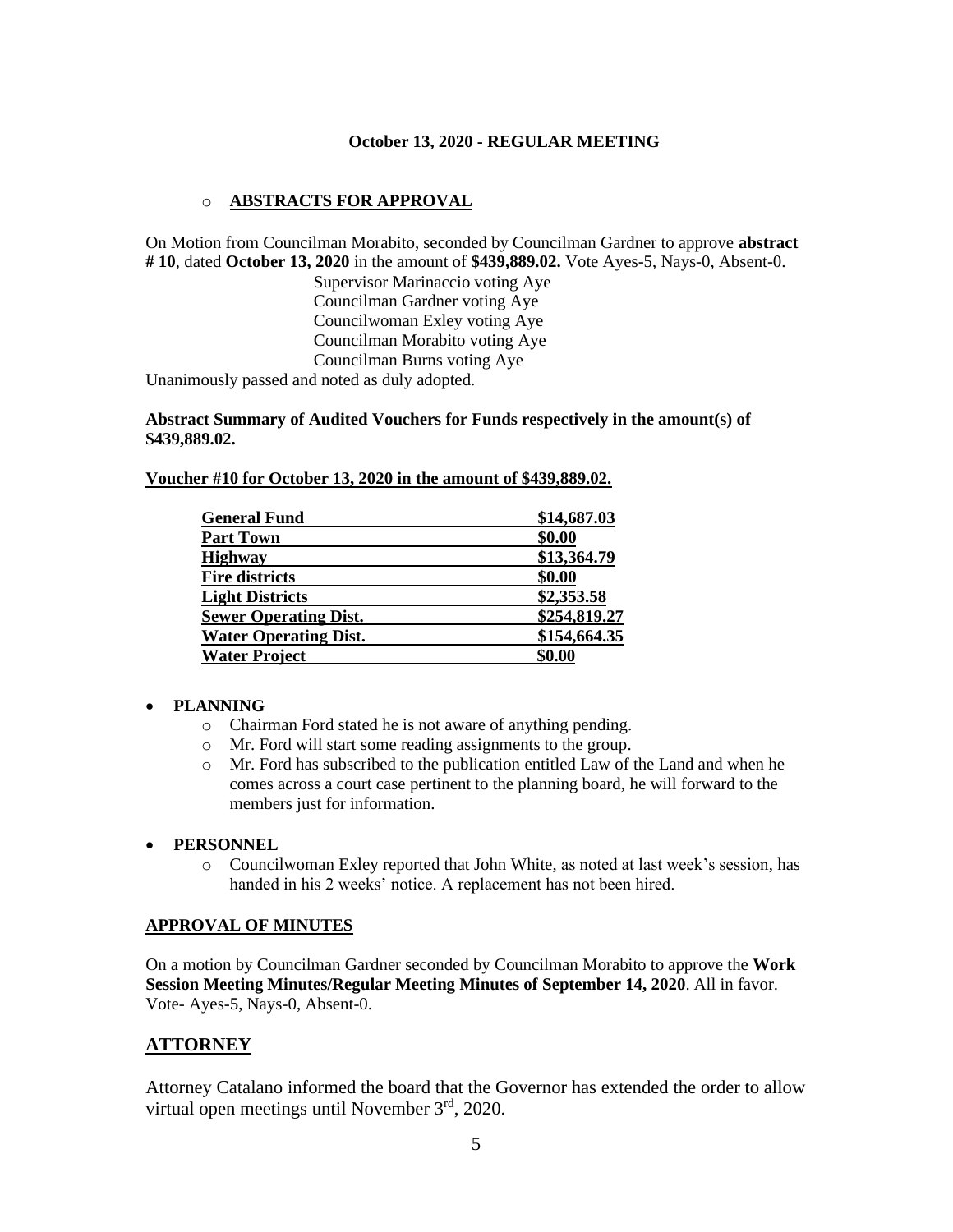**October 13, 2020 - REGULAR MEETING**

- **ABSTRACTS FOR APPROVAL**

On Motion from Councilman Morabito, seconded by Councilman Gardner to approve **abstract # 10**, dated **October 13, 2020** in the amount of **$439,889.02.** Vote Ayes-5, Nays-0, Absent-0.

Supervisor Marinaccio voting Aye
Councilman Gardner voting Aye
Councilwoman Exley voting Aye
Councilman Morabito voting Aye
Councilman Burns voting Aye

Unanimously passed and noted as duly adopted.

**Abstract Summary of Audited Vouchers for Funds respectively in the amount(s) of $439,889.02.**

**Voucher #10 for October 13, 2020 in the amount of $439,889.02.**

| Fund | Amount |
|---|---|
| **General Fund** | **$14,687.03** |
| **Part Town** | **$0.00** |
| **Highway** | **$13,364.79** |
| **Fire districts** | **$0.00** |
| **Light Districts** | **$2,353.58** |
| **Sewer Operating Dist.** | **$254,819.27** |
| **Water Operating Dist.** | **$154,664.35** |
| **Water Project** | **$0.00** |

- **PLANNING**
  - Chairman Ford stated he is not aware of anything pending.
  - Mr. Ford will start some reading assignments to the group.
  - Mr. Ford has subscribed to the publication entitled Law of the Land and when he comes across a court case pertinent to the planning board, he will forward to the members just for information.

- **PERSONNEL**
  - Councilwoman Exley reported that John White, as noted at last week's session, has handed in his 2 weeks' notice. A replacement has not been hired.

**APPROVAL OF MINUTES**

On a motion by Councilman Gardner seconded by Councilman Morabito to approve the **Work Session Meeting Minutes/Regular Meeting Minutes of September 14, 2020**. All in favor. Vote- Ayes-5, Nays-0, Absent-0.

## ATTORNEY

Attorney Catalano informed the board that the Governor has extended the order to allow virtual open meetings until November 3rd, 2020.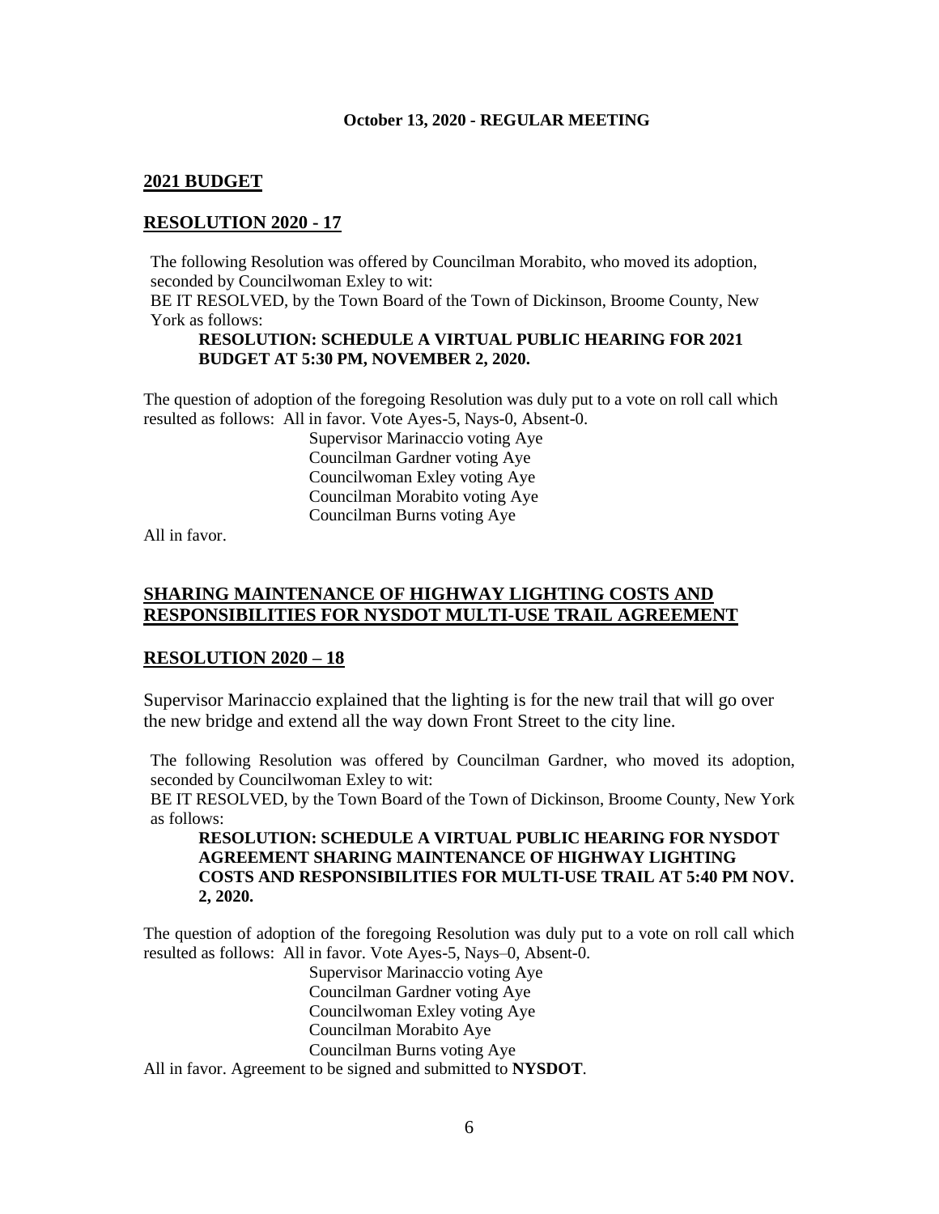**October 13, 2020 - REGULAR MEETING**

## 2021 BUDGET

## RESOLUTION 2020 - 17

The following Resolution was offered by Councilman Morabito, who moved its adoption, seconded by Councilwoman Exley to wit:

BE IT RESOLVED, by the Town Board of the Town of Dickinson, Broome County, New York as follows:

**RESOLUTION: SCHEDULE A VIRTUAL PUBLIC HEARING FOR 2021 BUDGET AT 5:30 PM, NOVEMBER 2, 2020.**

The question of adoption of the foregoing Resolution was duly put to a vote on roll call which resulted as follows: All in favor. Vote Ayes-5, Nays-0, Absent-0.

Supervisor Marinaccio voting Aye
Councilman Gardner voting Aye
Councilwoman Exley voting Aye
Councilman Morabito voting Aye
Councilman Burns voting Aye

All in favor.

## SHARING MAINTENANCE OF HIGHWAY LIGHTING COSTS AND RESPONSIBILITIES FOR NYSDOT MULTI-USE TRAIL AGREEMENT

## RESOLUTION 2020 – 18

Supervisor Marinaccio explained that the lighting is for the new trail that will go over the new bridge and extend all the way down Front Street to the city line.

The following Resolution was offered by Councilman Gardner, who moved its adoption, seconded by Councilwoman Exley to wit:

BE IT RESOLVED, by the Town Board of the Town of Dickinson, Broome County, New York as follows:

**RESOLUTION: SCHEDULE A VIRTUAL PUBLIC HEARING FOR NYSDOT AGREEMENT SHARING MAINTENANCE OF HIGHWAY LIGHTING COSTS AND RESPONSIBILITIES FOR MULTI-USE TRAIL AT 5:40 PM NOV. 2, 2020.**

The question of adoption of the foregoing Resolution was duly put to a vote on roll call which resulted as follows: All in favor. Vote Ayes-5, Nays–0, Absent-0.

Supervisor Marinaccio voting Aye
Councilman Gardner voting Aye
Councilwoman Exley voting Aye
Councilman Morabito Aye
Councilman Burns voting Aye

All in favor. Agreement to be signed and submitted to **NYSDOT**.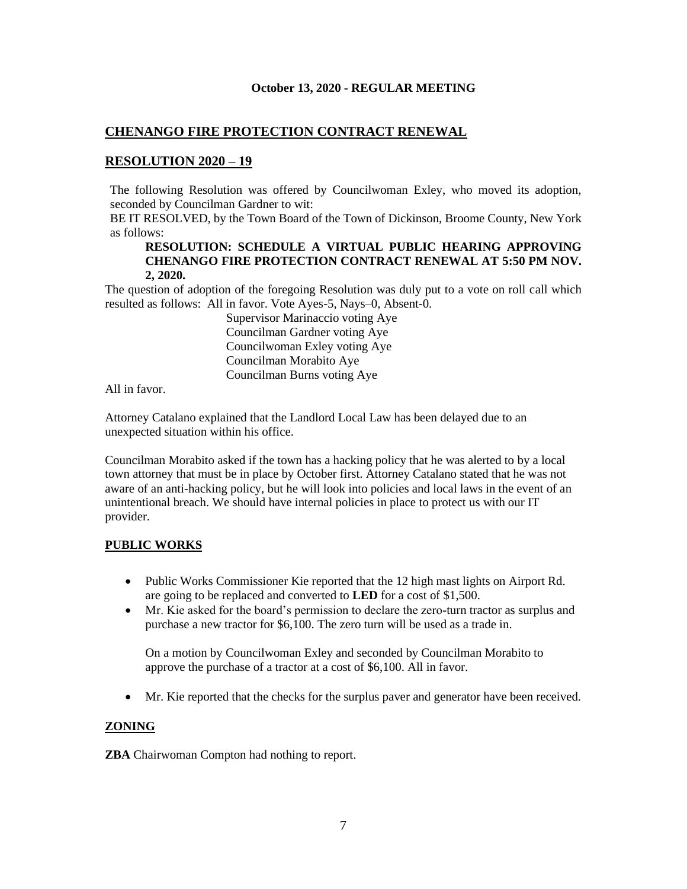**October 13, 2020 - REGULAR MEETING**

## CHENANGO FIRE PROTECTION CONTRACT RENEWAL

## RESOLUTION 2020 – 19

The following Resolution was offered by Councilwoman Exley, who moved its adoption, seconded by Councilman Gardner to wit:

BE IT RESOLVED, by the Town Board of the Town of Dickinson, Broome County, New York as follows:

**RESOLUTION: SCHEDULE A VIRTUAL PUBLIC HEARING APPROVING CHENANGO FIRE PROTECTION CONTRACT RENEWAL AT 5:50 PM NOV. 2, 2020.**

The question of adoption of the foregoing Resolution was duly put to a vote on roll call which resulted as follows: All in favor. Vote Ayes-5, Nays–0, Absent-0.

Supervisor Marinaccio voting Aye
Councilman Gardner voting Aye
Councilwoman Exley voting Aye
Councilman Morabito Aye
Councilman Burns voting Aye

All in favor.

Attorney Catalano explained that the Landlord Local Law has been delayed due to an unexpected situation within his office.

Councilman Morabito asked if the town has a hacking policy that he was alerted to by a local town attorney that must be in place by October first. Attorney Catalano stated that he was not aware of an anti-hacking policy, but he will look into policies and local laws in the event of an unintentional breach. We should have internal policies in place to protect us with our IT provider.

## PUBLIC WORKS

- Public Works Commissioner Kie reported that the 12 high mast lights on Airport Rd. are going to be replaced and converted to **LED** for a cost of $1,500.
- Mr. Kie asked for the board's permission to declare the zero-turn tractor as surplus and purchase a new tractor for $6,100. The zero turn will be used as a trade in.

  On a motion by Councilwoman Exley and seconded by Councilman Morabito to approve the purchase of a tractor at a cost of $6,100. All in favor.

- Mr. Kie reported that the checks for the surplus paver and generator have been received.

## ZONING

**ZBA** Chairwoman Compton had nothing to report.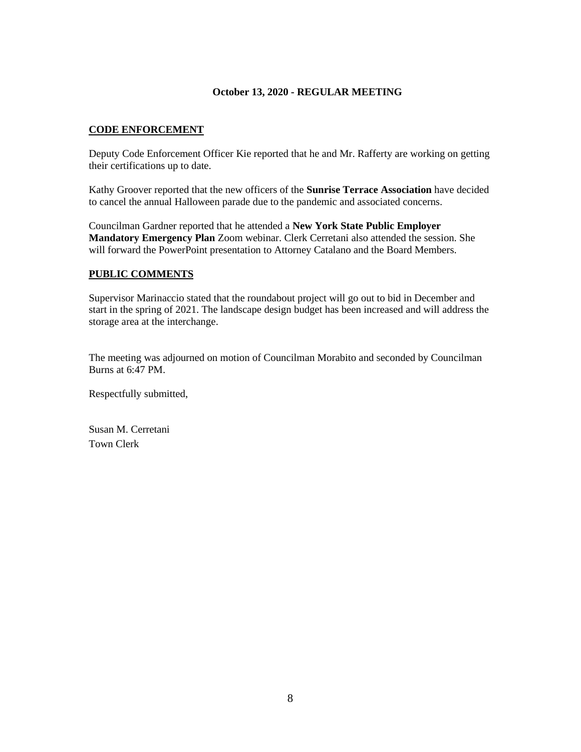**October 13, 2020 - REGULAR MEETING**

**CODE ENFORCEMENT**

Deputy Code Enforcement Officer Kie reported that he and Mr. Rafferty are working on getting their certifications up to date.

Kathy Groover reported that the new officers of the **Sunrise Terrace Association** have decided to cancel the annual Halloween parade due to the pandemic and associated concerns.

Councilman Gardner reported that he attended a **New York State Public Employer Mandatory Emergency Plan** Zoom webinar. Clerk Cerretani also attended the session. She will forward the PowerPoint presentation to Attorney Catalano and the Board Members.

**PUBLIC COMMENTS**

Supervisor Marinaccio stated that the roundabout project will go out to bid in December and start in the spring of 2021. The landscape design budget has been increased and will address the storage area at the interchange.

The meeting was adjourned on motion of Councilman Morabito and seconded by Councilman Burns at 6:47 PM.

Respectfully submitted,

Susan M. Cerretani
Town Clerk